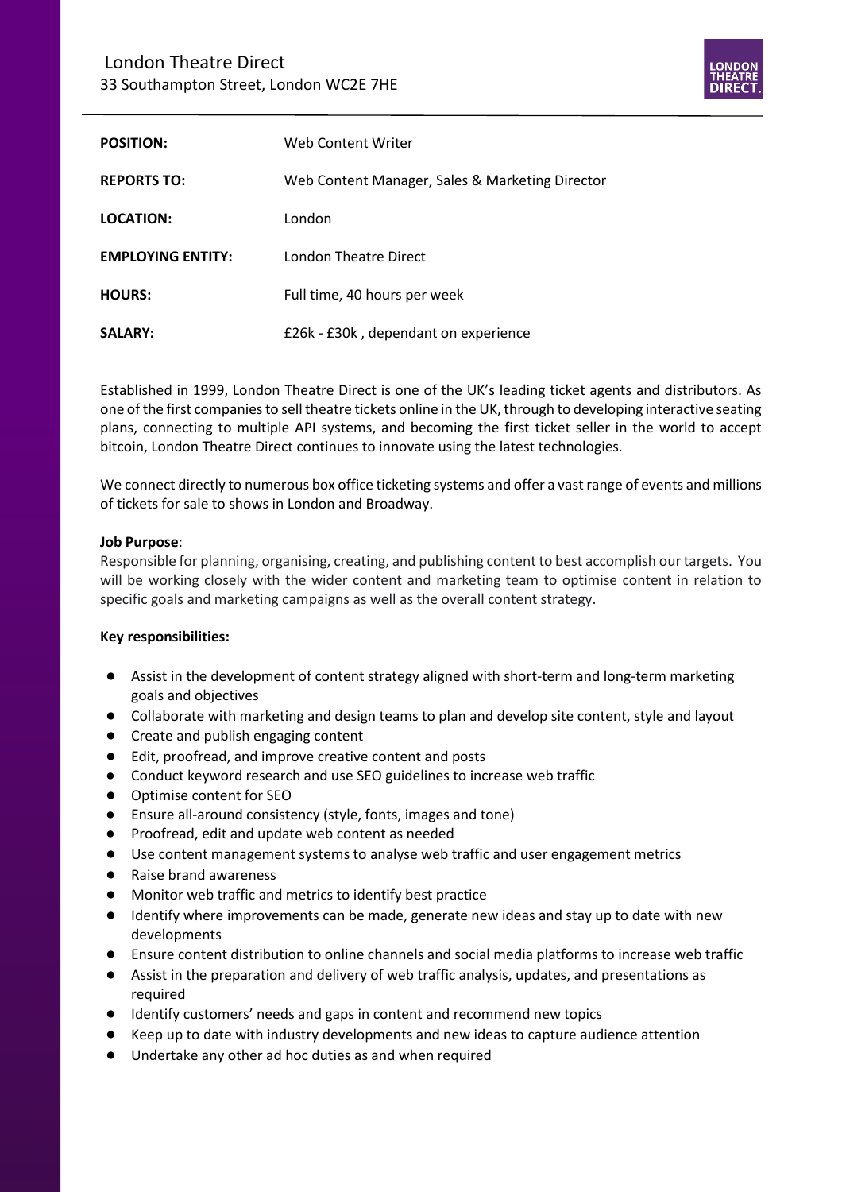London Theatre Direct
33 Southampton Street, London WC2E 7HE

| | |
|---|---|
| **POSITION:** | Web Content Writer |
| **REPORTS TO:** | Web Content Manager, Sales & Marketing Director |
| **LOCATION:** | London |
| **EMPLOYING ENTITY:** | London Theatre Direct |
| **HOURS:** | Full time, 40 hours per week |
| **SALARY:** | £26k - £30k , dependant on experience |

Established in 1999, London Theatre Direct is one of the UK's leading ticket agents and distributors. As one of the first companies to sell theatre tickets online in the UK, through to developing interactive seating plans, connecting to multiple API systems, and becoming the first ticket seller in the world to accept bitcoin, London Theatre Direct continues to innovate using the latest technologies.

We connect directly to numerous box office ticketing systems and offer a vast range of events and millions of tickets for sale to shows in London and Broadway.

**Job Purpose**:
Responsible for planning, organising, creating, and publishing content to best accomplish our targets. You will be working closely with the wider content and marketing team to optimise content in relation to specific goals and marketing campaigns as well as the overall content strategy.

**Key responsibilities:**

- Assist in the development of content strategy aligned with short-term and long-term marketing goals and objectives
- Collaborate with marketing and design teams to plan and develop site content, style and layout
- Create and publish engaging content
- Edit, proofread, and improve creative content and posts
- Conduct keyword research and use SEO guidelines to increase web traffic
- Optimise content for SEO
- Ensure all-around consistency (style, fonts, images and tone)
- Proofread, edit and update web content as needed
- Use content management systems to analyse web traffic and user engagement metrics
- Raise brand awareness
- Monitor web traffic and metrics to identify best practice
- Identify where improvements can be made, generate new ideas and stay up to date with new developments
- Ensure content distribution to online channels and social media platforms to increase web traffic
- Assist in the preparation and delivery of web traffic analysis, updates, and presentations as required
- Identify customers' needs and gaps in content and recommend new topics
- Keep up to date with industry developments and new ideas to capture audience attention
- Undertake any other ad hoc duties as and when required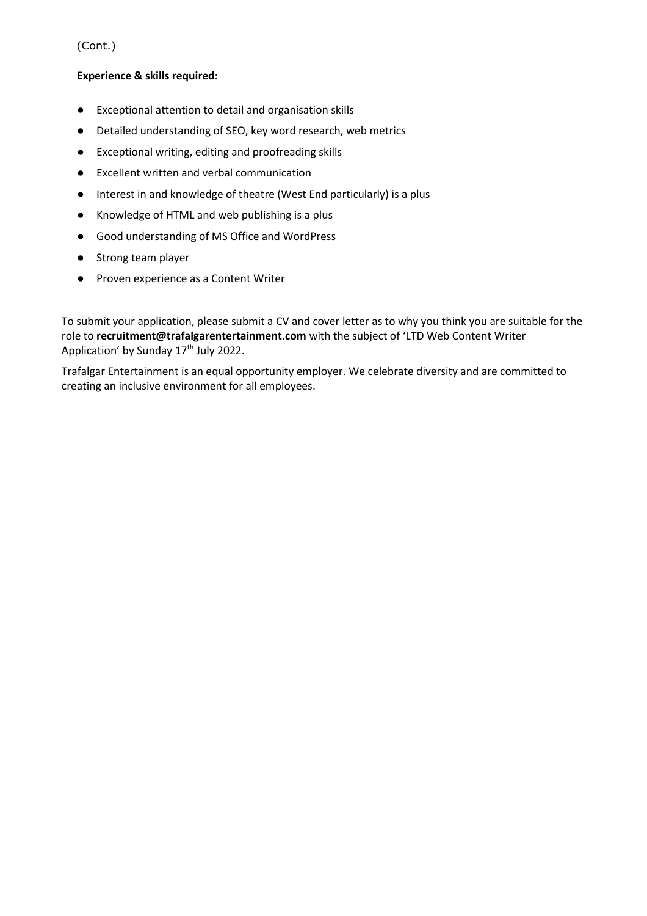(Cont.)

**Experience & skills required:**

- Exceptional attention to detail and organisation skills
- Detailed understanding of SEO, key word research, web metrics
- Exceptional writing, editing and proofreading skills
- Excellent written and verbal communication
- Interest in and knowledge of theatre (West End particularly) is a plus
- Knowledge of HTML and web publishing is a plus
- Good understanding of MS Office and WordPress
- Strong team player
- Proven experience as a Content Writer

To submit your application, please submit a CV and cover letter as to why you think you are suitable for the role to **recruitment@trafalgarentertainment.com** with the subject of 'LTD Web Content Writer Application' by Sunday 17th July 2022.

Trafalgar Entertainment is an equal opportunity employer. We celebrate diversity and are committed to creating an inclusive environment for all employees.